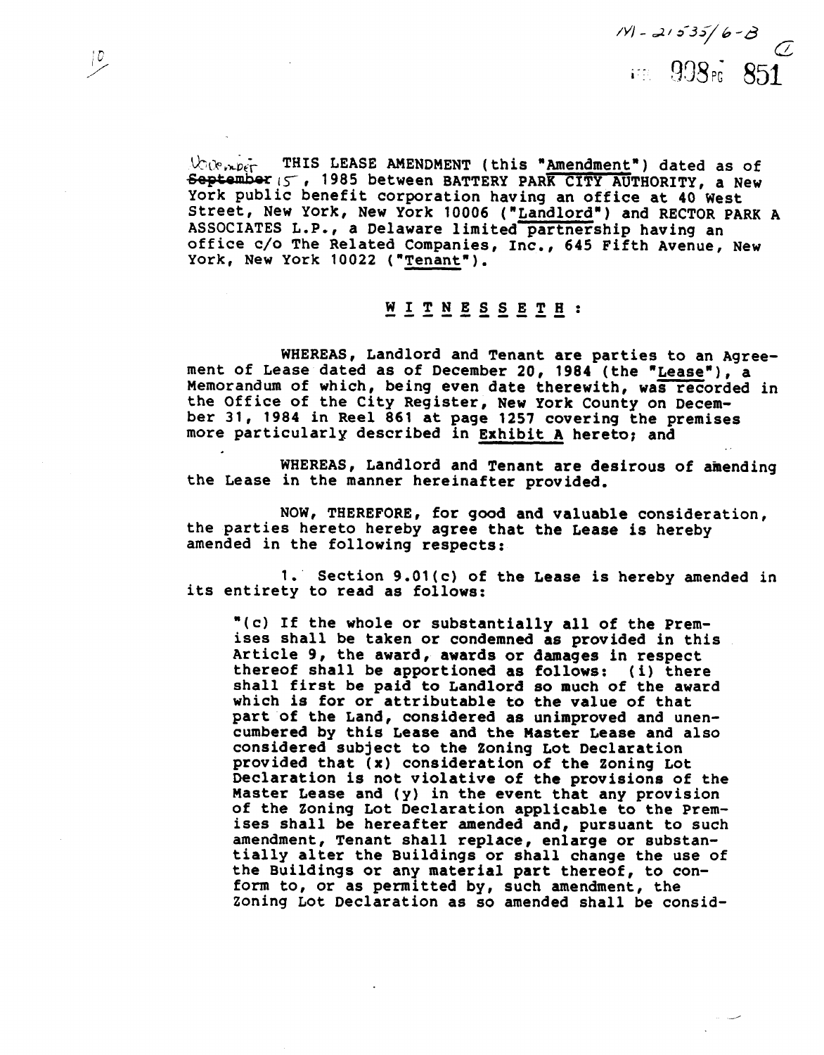M-21535/6-B

908 PG 851

~~September~~ November 15, 1985 THIS LEASE AMENDMENT (this "Amendment") dated as of between BATTERY PARK CITY AUTHORITY, a New York public benefit corporation having an office at 40 West Street, New York, New York 10006 ("Landlord") and RECTOR PARK A ASSOCIATES L.P., a Delaware limited partnership having an office c/o The Related Companies, Inc., 645 Fifth Avenue, New York, New York 10022 ("Tenant").

W I T N E S S E T H :

WHEREAS, Landlord and Tenant are parties to an Agreement of Lease dated as of December 20, 1984 (the "Lease"), a Memorandum of which, being even date therewith, was recorded in the Office of the City Register, New York County on December 31, 1984 in Reel 861 at page 1257 covering the premises more particularly described in Exhibit A hereto; and

WHEREAS, Landlord and Tenant are desirous of amending the Lease in the manner hereinafter provided.

NOW, THEREFORE, for good and valuable consideration, the parties hereto hereby agree that the Lease is hereby amended in the following respects:

1. Section 9.01(c) of the Lease is hereby amended in its entirety to read as follows:

"(c) If the whole or substantially all of the Premises shall be taken or condemned as provided in this Article 9, the award, awards or damages in respect thereof shall be apportioned as follows: (i) there shall first be paid to Landlord so much of the award which is for or attributable to the value of that part of the Land, considered as unimproved and unencumbered by this Lease and the Master Lease and also considered subject to the Zoning Lot Declaration provided that (x) consideration of the Zoning Lot Declaration is not violative of the provisions of the Master Lease and (y) in the event that any provision of the Zoning Lot Declaration applicable to the Premises shall be hereafter amended and, pursuant to such amendment, Tenant shall replace, enlarge or substantially alter the Buildings or shall change the use of the Buildings or any material part thereof, to conform to, or as permitted by, such amendment, the Zoning Lot Declaration as so amended shall be consid-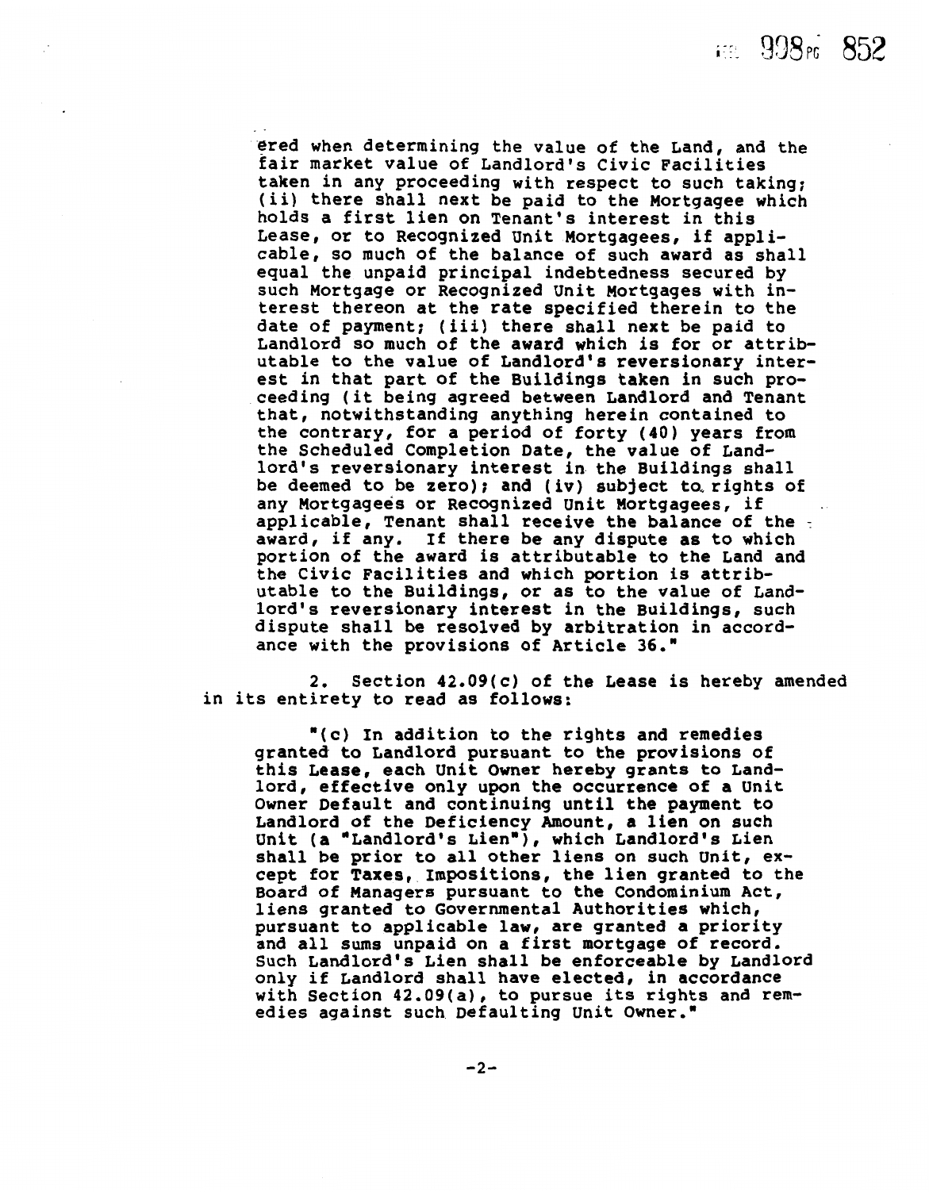ered when determining the value of the Land, and the fair market value of Landlord's Civic Facilities taken in any proceeding with respect to such taking; (ii) there shall next be paid to the Mortgagee which holds a first lien on Tenant's interest in this Lease, or to Recognized Unit Mortgagees, if applicable, so much of the balance of such award as shall equal the unpaid principal indebtedness secured by such Mortgage or Recognized Unit Mortgages with interest thereon at the rate specified therein to the date of payment; (iii) there shall next be paid to Landlord so much of the award which is for or attributable to the value of Landlord's reversionary interest in that part of the Buildings taken in such proceeding (it being agreed between Landlord and Tenant that, notwithstanding anything herein contained to the contrary, for a period of forty (40) years from the Scheduled Completion Date, the value of Landlord's reversionary interest in the Buildings shall be deemed to be zero); and (iv) subject to rights of any Mortgagees or Recognized Unit Mortgagees, if applicable, Tenant shall receive the balance of the award, if any. If there be any dispute as to which portion of the award is attributable to the Land and the Civic Facilities and which portion is attributable to the Buildings, or as to the value of Landlord's reversionary interest in the Buildings, such dispute shall be resolved by arbitration in accordance with the provisions of Article 36."

2. Section 42.09(c) of the Lease is hereby amended in its entirety to read as follows:

"(c) In addition to the rights and remedies granted to Landlord pursuant to the provisions of this Lease, each Unit Owner hereby grants to Landlord, effective only upon the occurrence of a Unit Owner Default and continuing until the payment to Landlord of the Deficiency Amount, a lien on such Unit (a "Landlord's Lien"), which Landlord's Lien shall be prior to all other liens on such Unit, except for Taxes, Impositions, the lien granted to the Board of Managers pursuant to the Condominium Act, liens granted to Governmental Authorities which, pursuant to applicable law, are granted a priority and all sums unpaid on a first mortgage of record. Such Landlord's Lien shall be enforceable by Landlord only if Landlord shall have elected, in accordance with Section 42.09(a), to pursue its rights and remedies against such Defaulting Unit Owner."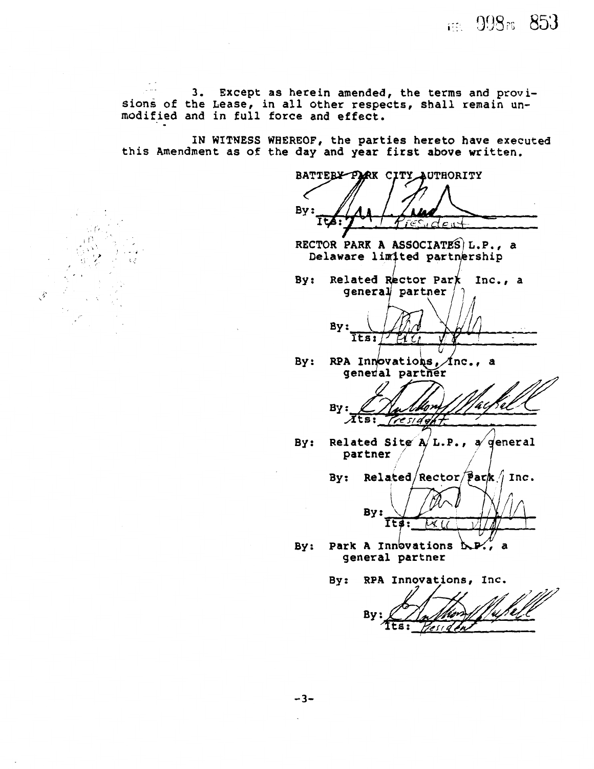3. Except as herein amended, the terms and provisions of the Lease, in all other respects, shall remain unmodified and in full force and effect.

IN WITNESS WHEREOF, the parties hereto have executed this Amendment as of the day and year first above written.

BATTERY PARK CITY AUTHORITY

By: ______________________
Its: President

RECTOR PARK A ASSOCIATES L.P., a Delaware limited partnership

By: Related Rector Park Inc., a general partner

By: ______________________
Its: Exec VP

By: RPA Innovations, Inc., a general partner

By: ______________________
Its: President

By: Related Site A L.P., a general partner

By: Related Rector Park Inc.

By: ______________________
Its: Exec VP

By: Park A Innovations L.P., a general partner

By: RPA Innovations, Inc.

By: ______________________
Its: President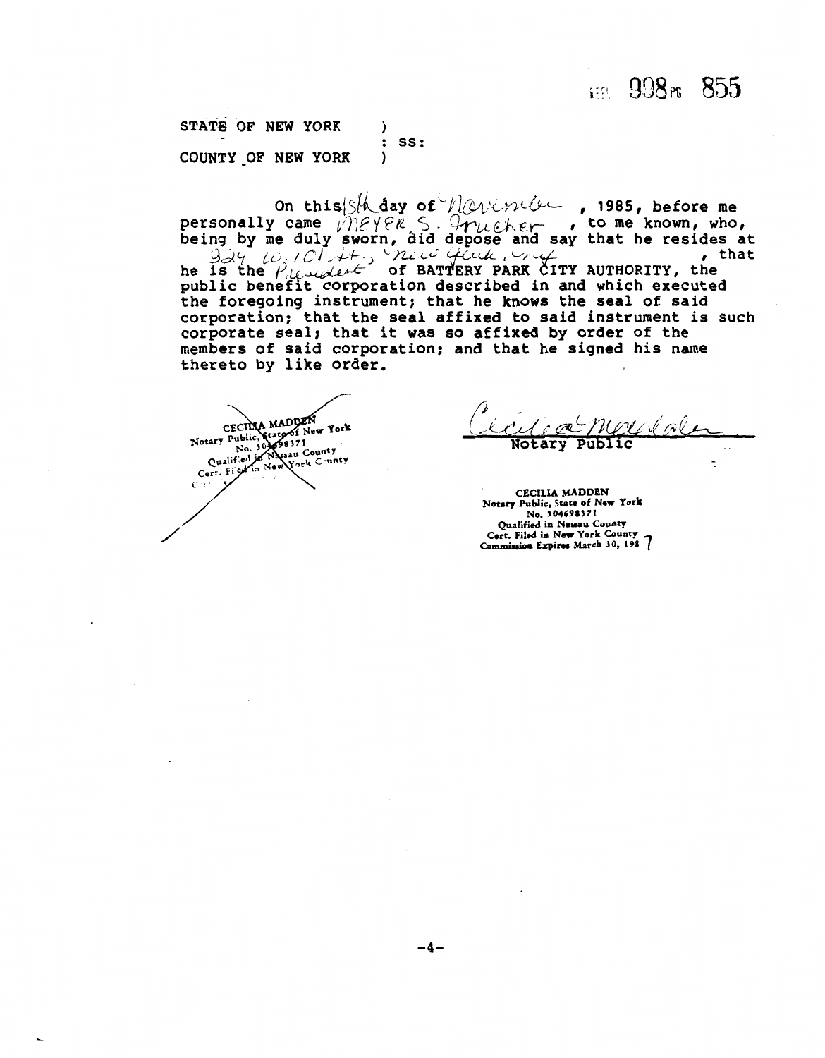LIBER 908 PG 855

STATE OF NEW YORK )
: SS:
COUNTY OF NEW YORK )

On this 15th day of November, 1985, before me personally came MEYER S. FRUCHER, to me known, who, being by me duly sworn, did depose and say that he resides at 324 W. 101 St., New York, NY, that he is the President of BATTERY PARK CITY AUTHORITY, the public benefit corporation described in and which executed the foregoing instrument; that he knows the seal of said corporation; that the seal affixed to said instrument is such corporate seal; that it was so affixed by order of the members of said corporation; and that he signed his name thereto by like order.

CECILIA MADDEN
Notary Public, State of New York
No. 304698371
Qualified in Nassau County
Cert. Filed in New York County

Cecilia Madden
Notary Public

CECILIA MADDEN
Notary Public, State of New York
No. 304698371
Qualified in Nassau County
Cert. Filed in New York County
Commission Expires March 30, 1987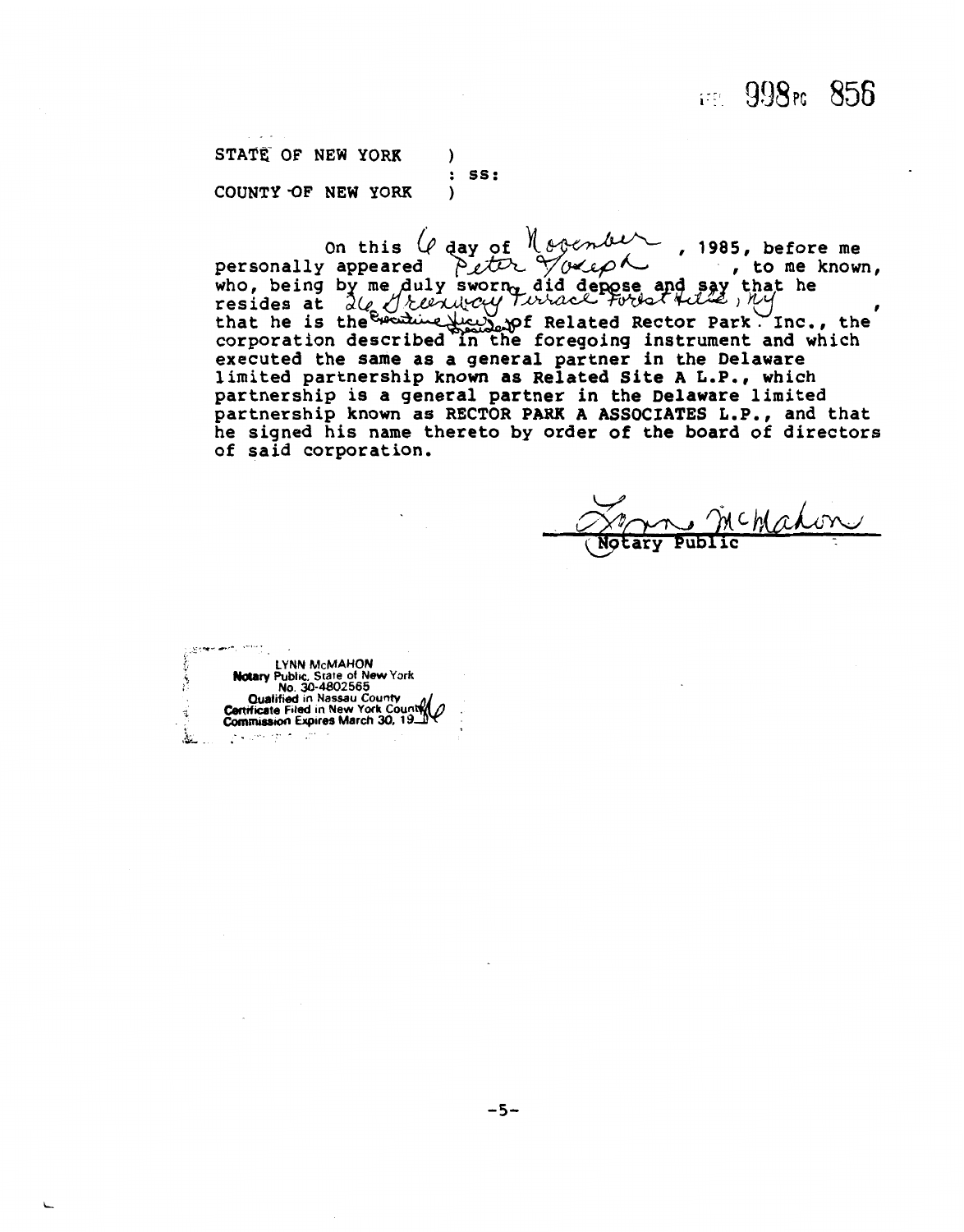LIBER 998 PG 856

STATE OF NEW YORK )
: SS:
COUNTY OF NEW YORK )

On this 6 day of November, 1985, before me personally appeared Peter Joseph, to me known, who, being by me duly sworn, did depose and say that he resides at 26 Greenway Terrace Forest Hills, NY, that he is the Executive Vice President of Related Rector Park Inc., the corporation described in the foregoing instrument and which executed the same as a general partner in the Delaware limited partnership known as Related Site A L.P., which partnership is a general partner in the Delaware limited partnership known as RECTOR PARK A ASSOCIATES L.P., and that he signed his name thereto by order of the board of directors of said corporation.

Lynn McMahon
Notary Public

LYNN McMAHON
Notary Public, State of New York
No. 30-4802565
Qualified in Nassau County
Certificate Filed in New York County
Commission Expires March 30, 1986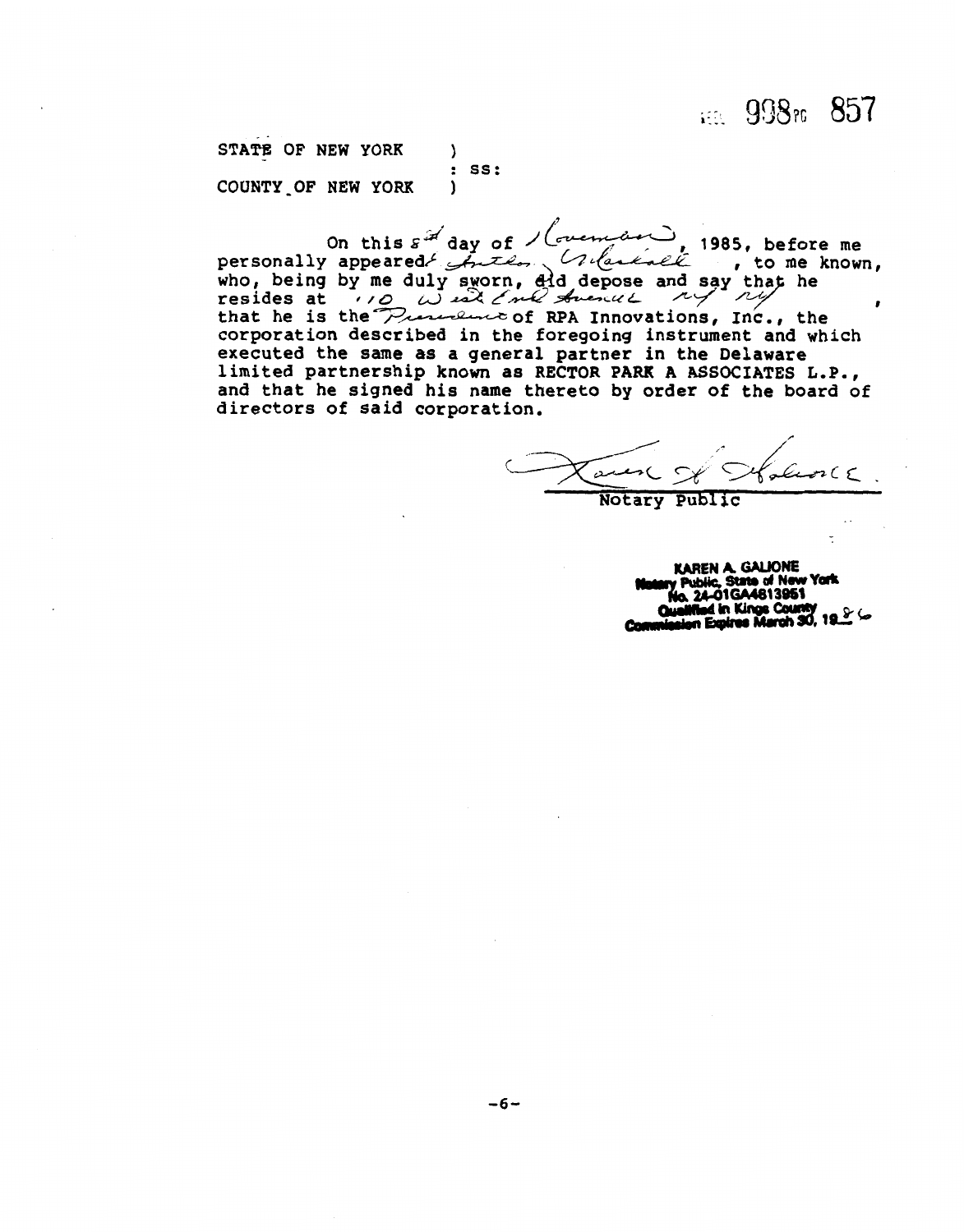REEL 998 PG 857

STATE OF NEW YORK )
: SS:
COUNTY OF NEW YORK )

On this 8th day of November, 1985, before me personally appeared Anton Marshall, to me known, who, being by me duly sworn, did depose and say that he resides at 110 West End Avenue NY NY, that he is the President of RPA Innovations, Inc., the corporation described in the foregoing instrument and which executed the same as a general partner in the Delaware limited partnership known as RECTOR PARK A ASSOCIATES L.P., and that he signed his name thereto by order of the board of directors of said corporation.

Karen A. Galione

Notary Public

KAREN A. GALIONE
Notary Public, State of New York
No. 24-01GA4613951
Qualified in Kings County
Commission Expires March 30, 1986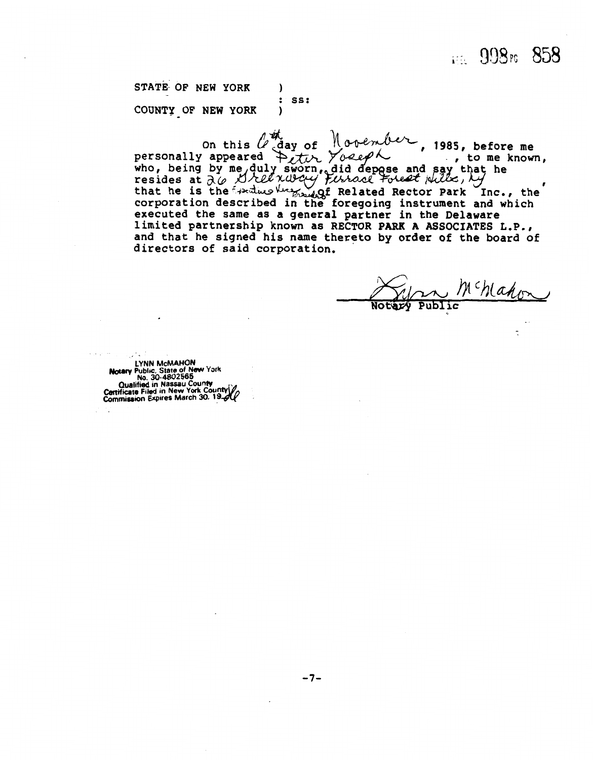LIBER 998 PG 858

STATE OF NEW YORK )
: ss:
COUNTY OF NEW YORK )

On this 6th day of November, 1985, before me personally appeared Peter Yoseph, to me known, who, being by me duly sworn, did depose and say that he resides at 26 Greenway Terrace Forest Hills, NY, that he is the Executive Vice President of Related Rector Park Inc., the corporation described in the foregoing instrument and which executed the same as a general partner in the Delaware limited partnership known as RECTOR PARK A ASSOCIATES L.P., and that he signed his name thereto by order of the board of directors of said corporation.

Lynn McMahon
Notary Public

LYNN McMAHON
Notary Public, State of New York
No. 30-4802565
Qualified in Nassau County
Certificate Filed in New York County
Commission Expires March 30, 1986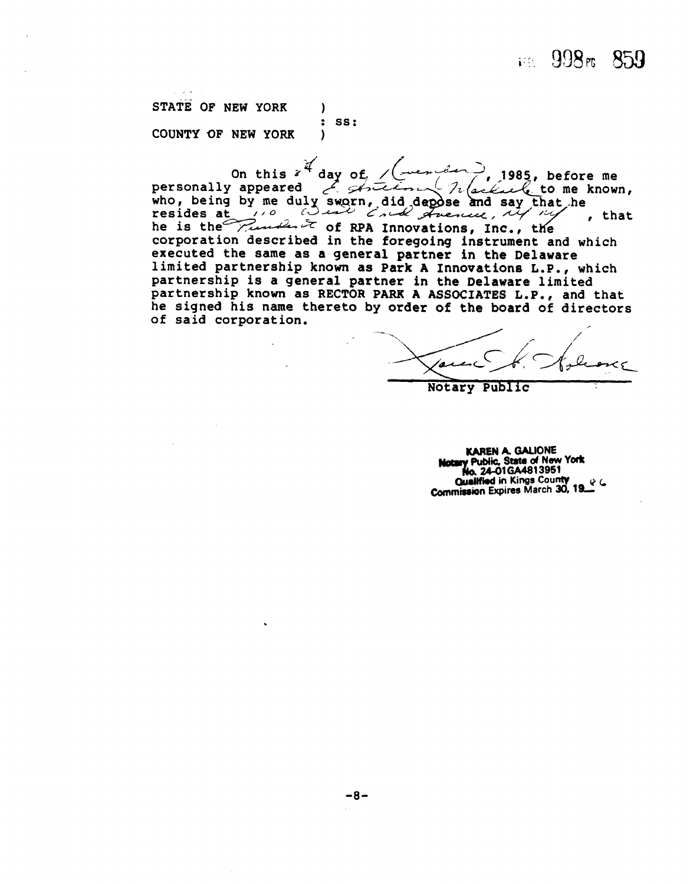STATE OF NEW YORK )
: SS:
COUNTY OF NEW YORK )

On this 24 day of November, 1985, before me personally appeared E. Anthony Nickel to me known, who, being by me duly sworn, did depose and say that he resides at 110 West End Avenue, NY NY, that he is the President of RPA Innovations, Inc., the corporation described in the foregoing instrument and which executed the same as a general partner in the Delaware limited partnership known as Park A Innovations L.P., which partnership is a general partner in the Delaware limited partnership known as RECTOR PARK A ASSOCIATES L.P., and that he signed his name thereto by order of the board of directors of said corporation.

Karen A. Galione

Notary Public

**KAREN A. GALIONE**
**Notary Public, State of New York**
**No. 24-01GA4813951**
**Qualified in Kings County**
**Commission Expires March 30, 1986**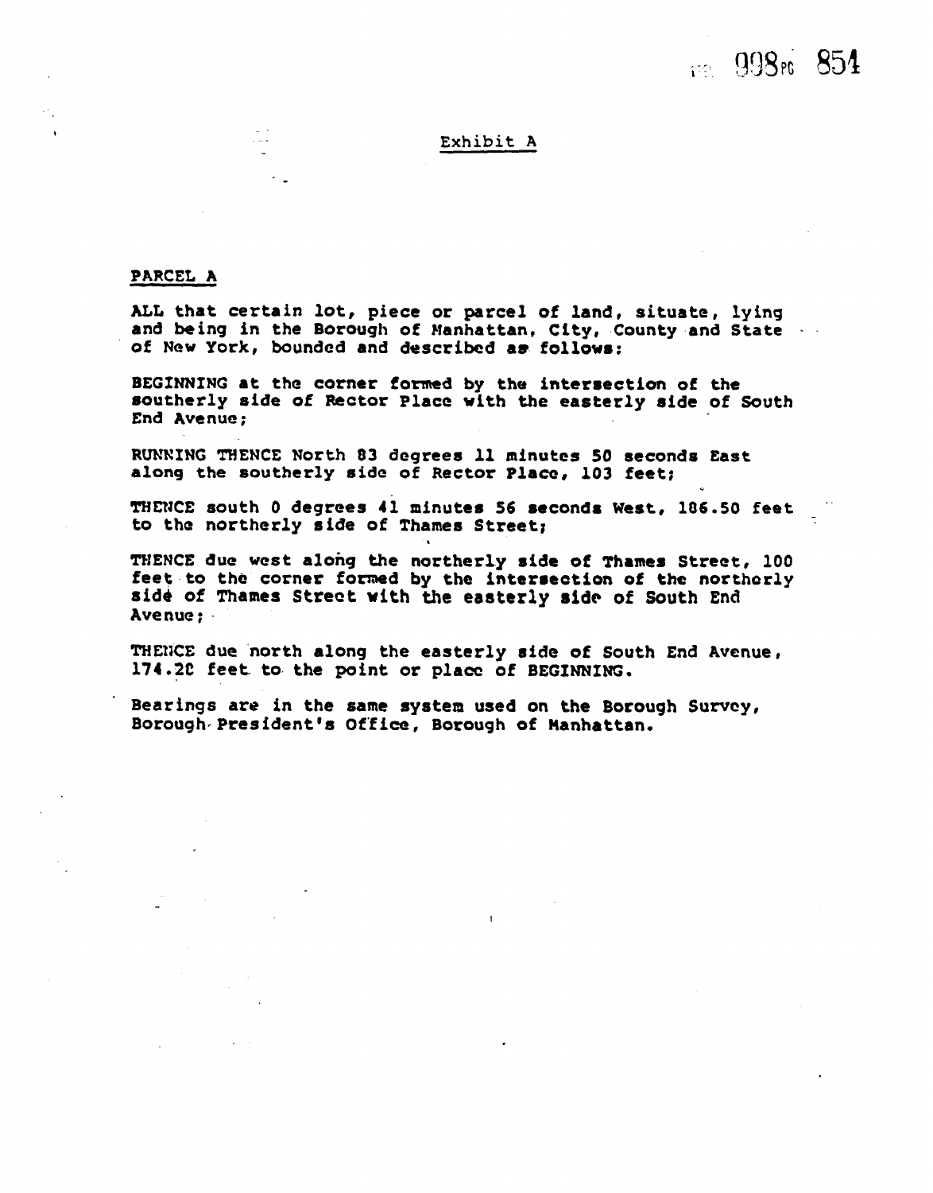Exhibit A

PARCEL A

ALL that certain lot, piece or parcel of land, situate, lying and being in the Borough of Manhattan, City, County and State of New York, bounded and described as follows:

BEGINNING at the corner formed by the intersection of the southerly side of Rector Place with the easterly side of South End Avenue;

RUNNING THENCE North 83 degrees 11 minutes 50 seconds East along the southerly side of Rector Place, 103 feet;

THENCE south 0 degrees 41 minutes 56 seconds West, 186.50 feet to the northerly side of Thames Street;

THENCE due west along the northerly side of Thames Street, 100 feet to the corner formed by the intersection of the northerly side of Thames Street with the easterly side of South End Avenue;

THENCE due north along the easterly side of South End Avenue, 174.20 feet to the point or place of BEGINNING.

Bearings are in the same system used on the Borough Survey, Borough President's Office, Borough of Manhattan.